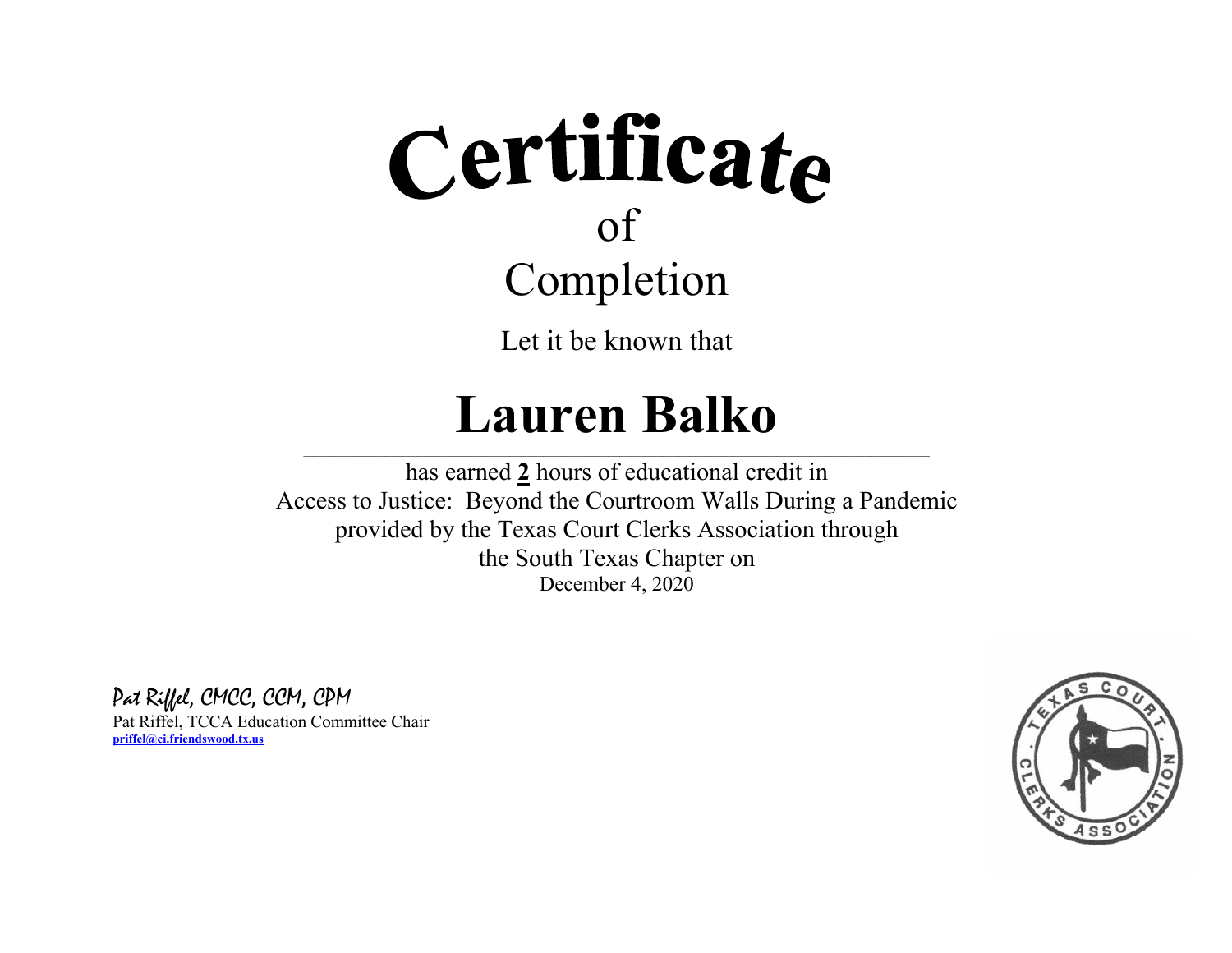# Certificate

of

Completion

Let it be known that

## Lauren Balko

has earned **2** hours of educational credit in
Access to Justice: Beyond the Courtroom Walls During a Pandemic
provided by the Texas Court Clerks Association through
the South Texas Chapter on
December 4, 2020

*Pat Riffel, CMCC, CCM, CPM*
Pat Riffel, TCCA Education Committee Chair
**priffel@ci.friendswood.tx.us**

TEXAS COURT CLERKS ASSOCIATION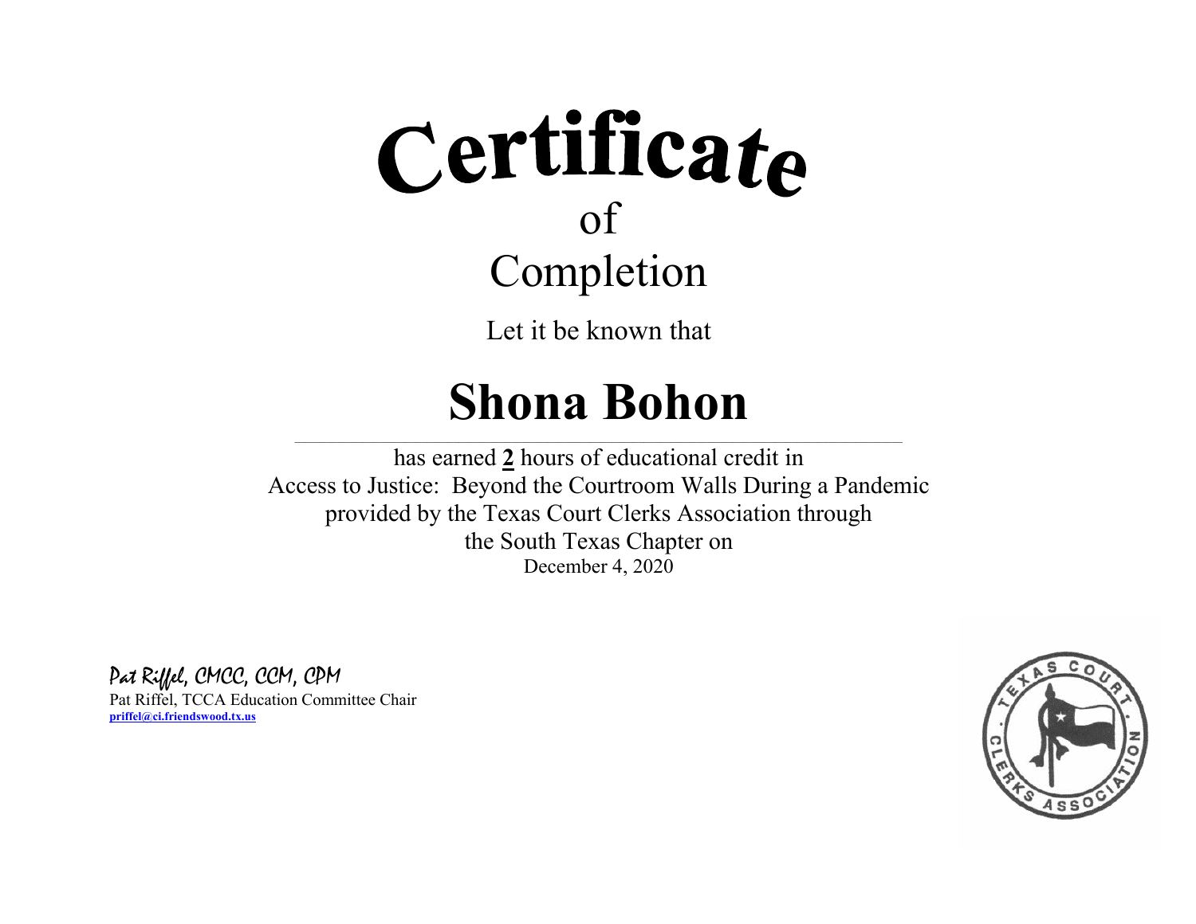# Certificate

of

Completion

Let it be known that

# Shona Bohon

has earned **2** hours of educational credit in
Access to Justice: Beyond the Courtroom Walls During a Pandemic
provided by the Texas Court Clerks Association through
the South Texas Chapter on
December 4, 2020

*Pat Riffel, CMCC, CCM, CPM*
Pat Riffel, TCCA Education Committee Chair
**priffel@ci.friendswood.tx.us**

TEXAS COURT CLERKS ASSOCIATION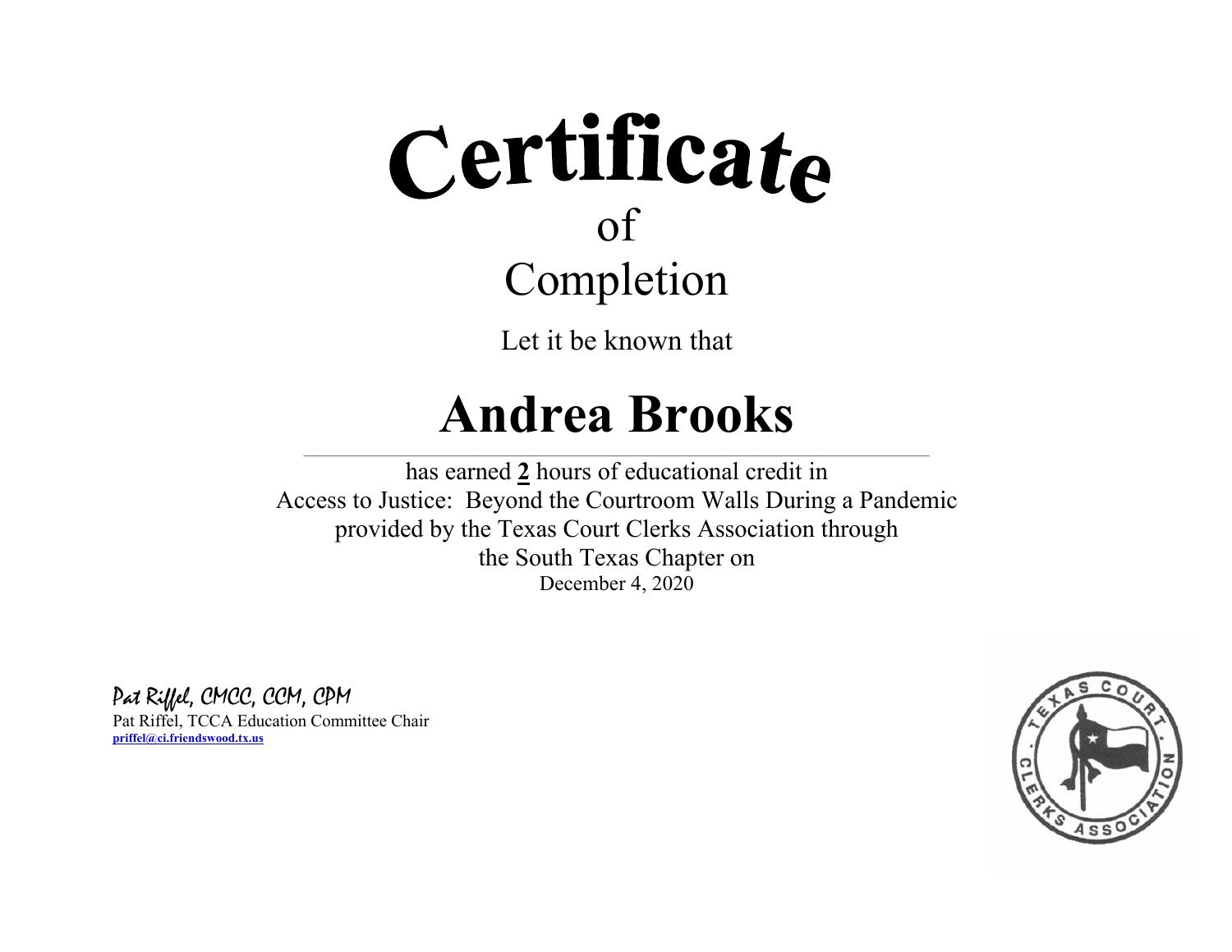# Certificate

of

## Completion

Let it be known that

# Andrea Brooks

has earned **2** hours of educational credit in
Access to Justice: Beyond the Courtroom Walls During a Pandemic
provided by the Texas Court Clerks Association through
the South Texas Chapter on
December 4, 2020

*Pat Riffel, CMCC, CCM, CPM*

Pat Riffel, TCCA Education Committee Chair

**priffel@ci.friendswood.tx.us**

TEXAS COURT CLERKS ASSOCIATION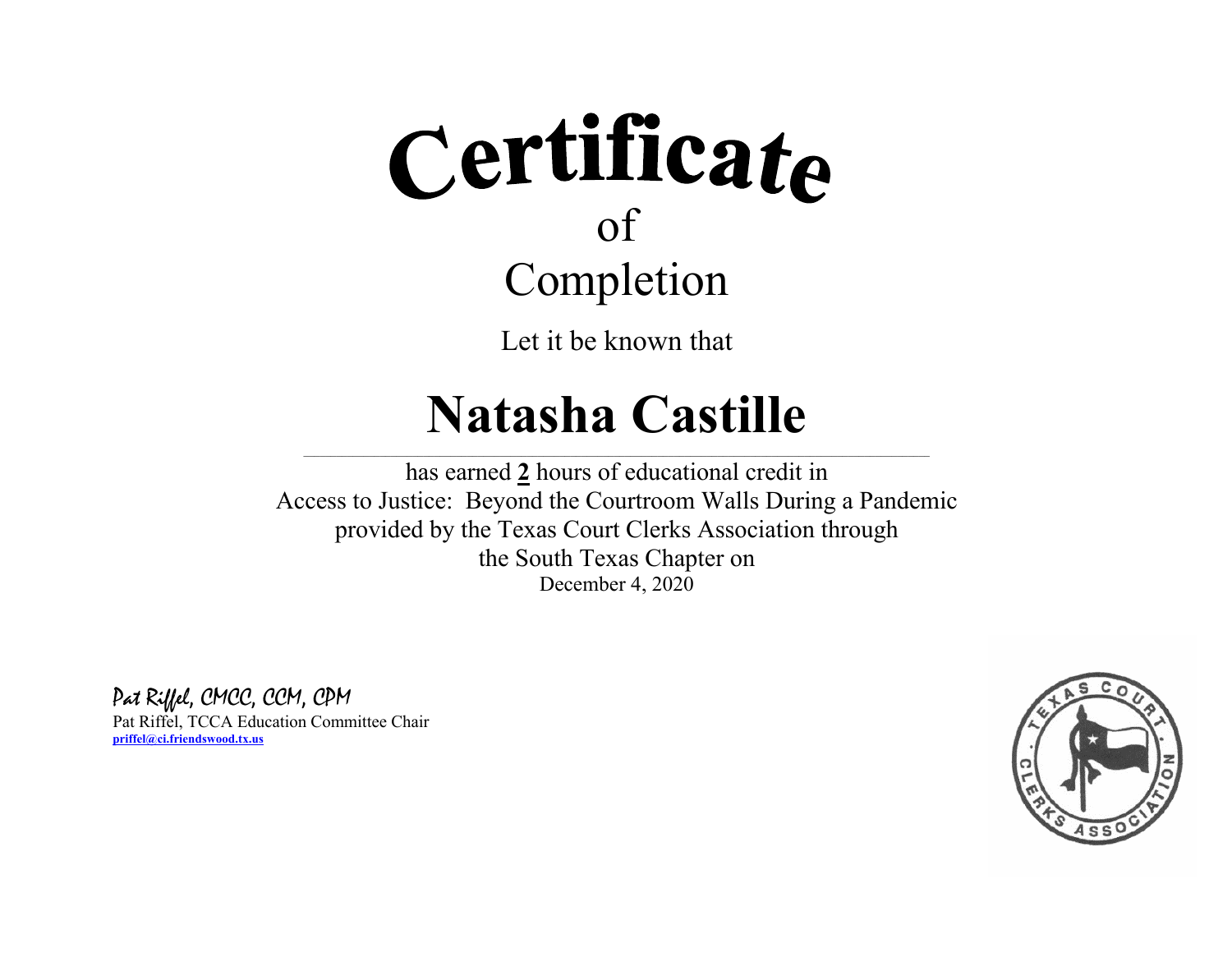# Certificate

of

Completion

Let it be known that

# Natasha Castille

---

has earned **2** hours of educational credit in
Access to Justice: Beyond the Courtroom Walls During a Pandemic
provided by the Texas Court Clerks Association through
the South Texas Chapter on
December 4, 2020

*Pat Riffel, CMCC, CCM, CPM*
Pat Riffel, TCCA Education Committee Chair
**priffel@ci.friendswood.tx.us**

TEXAS COURT CLERKS ASSOCIATION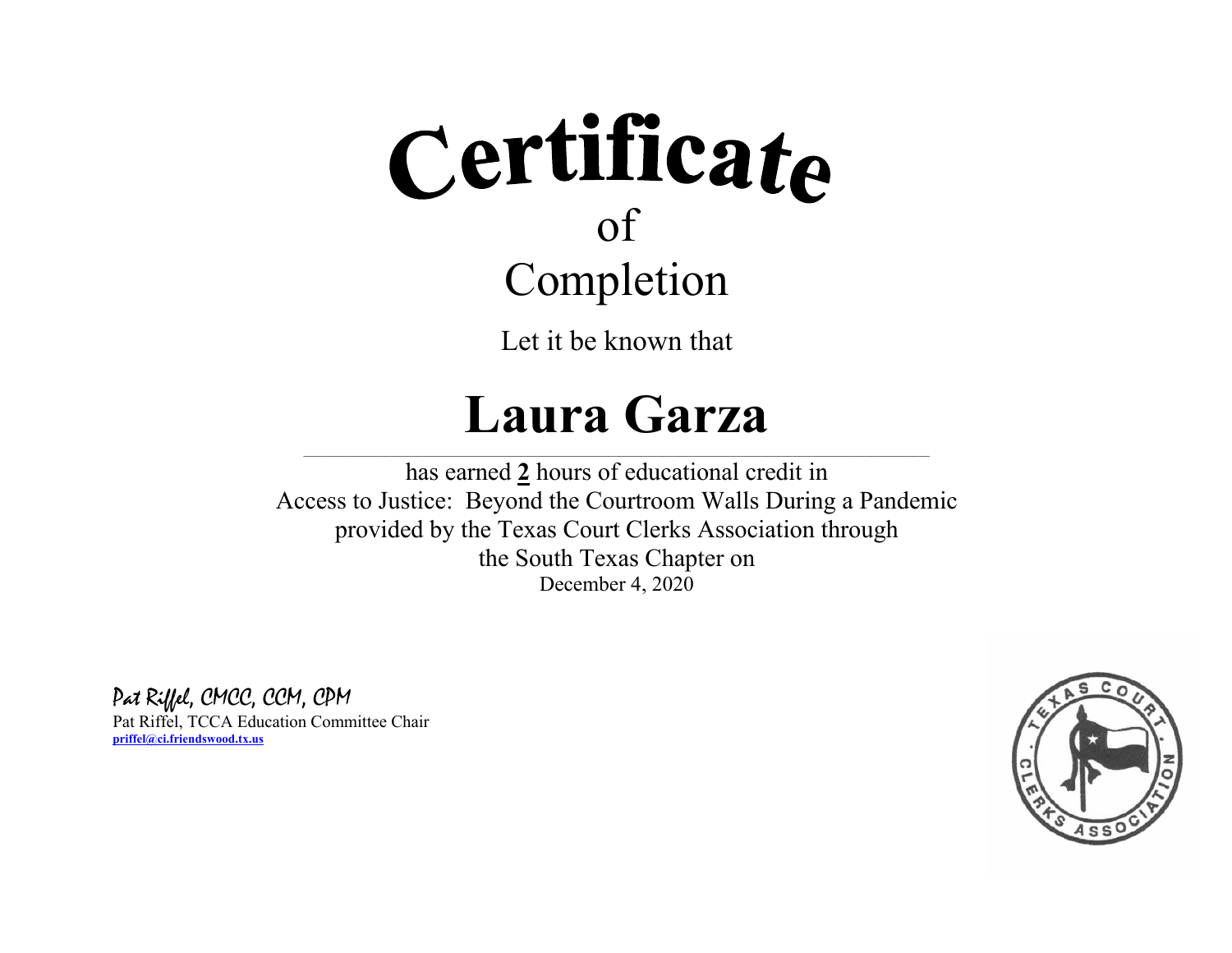# Certificate

of

Completion

Let it be known that

## Laura Garza

has earned **2** hours of educational credit in
Access to Justice: Beyond the Courtroom Walls During a Pandemic
provided by the Texas Court Clerks Association through
the South Texas Chapter on
December 4, 2020

*Pat Riffel, CMCC, CCM, CPM*
Pat Riffel, TCCA Education Committee Chair
**priffel@ci.friendswood.tx.us**

TEXAS COURT CLERKS ASSOCIATION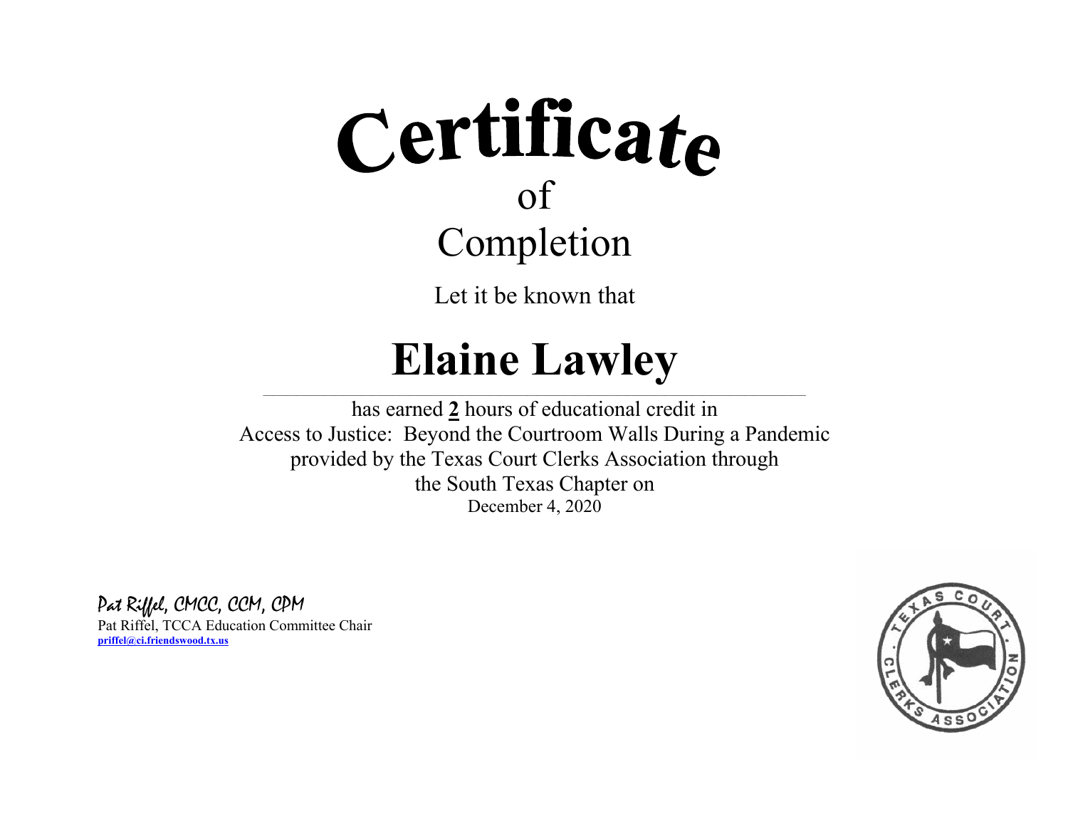# Certificate

of

Completion

Let it be known that

# Elaine Lawley

---

has earned **2** hours of educational credit in
Access to Justice: Beyond the Courtroom Walls During a Pandemic
provided by the Texas Court Clerks Association through
the South Texas Chapter on
December 4, 2020

*Pat Riffel, CMCC, CCM, CPM*
Pat Riffel, TCCA Education Committee Chair
**priffel@ci.friendswood.tx.us**

TEXAS COURT CLERKS ASSOCIATION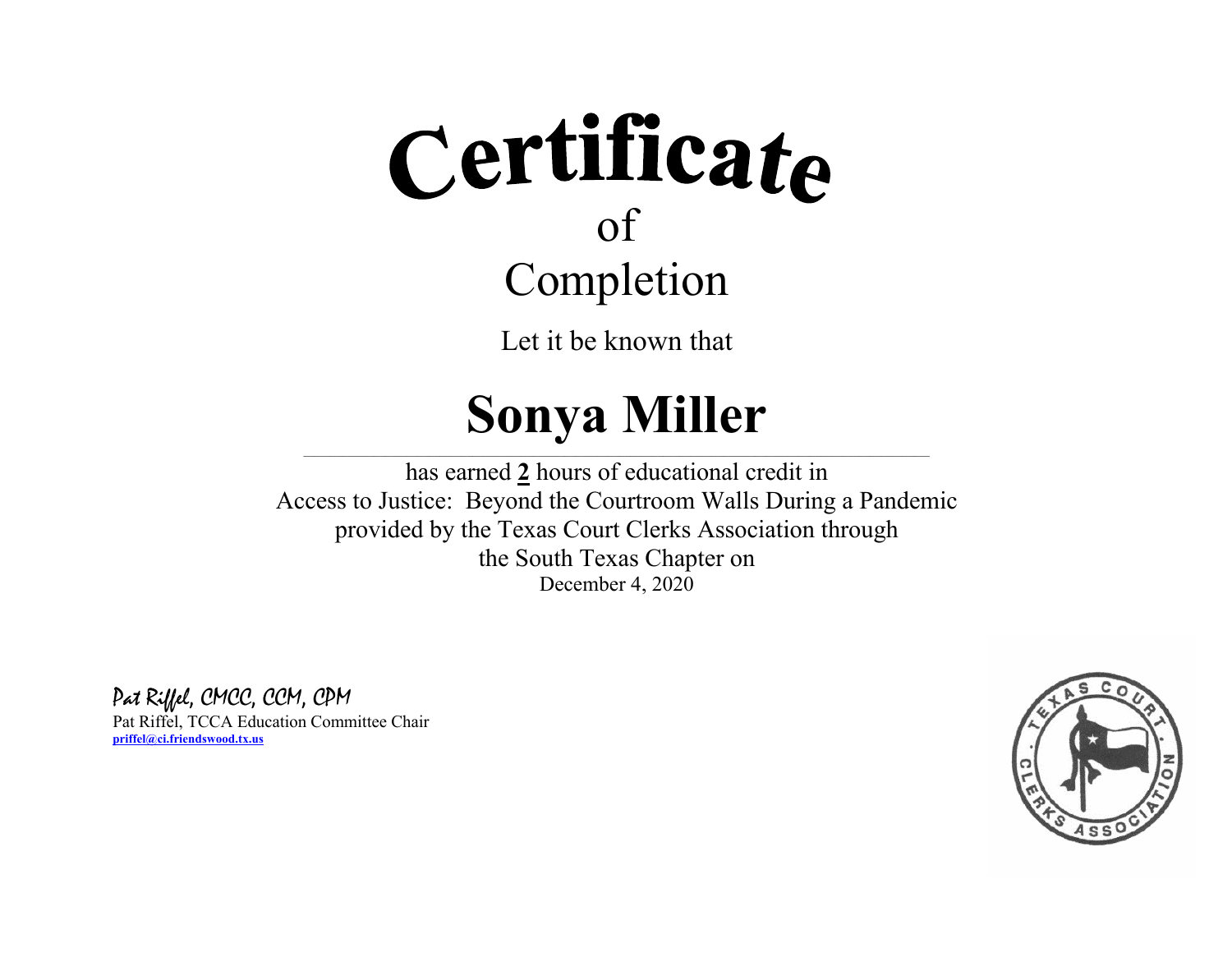# Certificate

of

Completion

Let it be known that

## Sonya Miller

---

has earned **2** hours of educational credit in
Access to Justice: Beyond the Courtroom Walls During a Pandemic
provided by the Texas Court Clerks Association through
the South Texas Chapter on
December 4, 2020

*Pat Riffel, CMCC, CCM, CPM*
Pat Riffel, TCCA Education Committee Chair
**priffel@ci.friendswood.tx.us**

TEXAS COURT CLERKS ASSOCIATION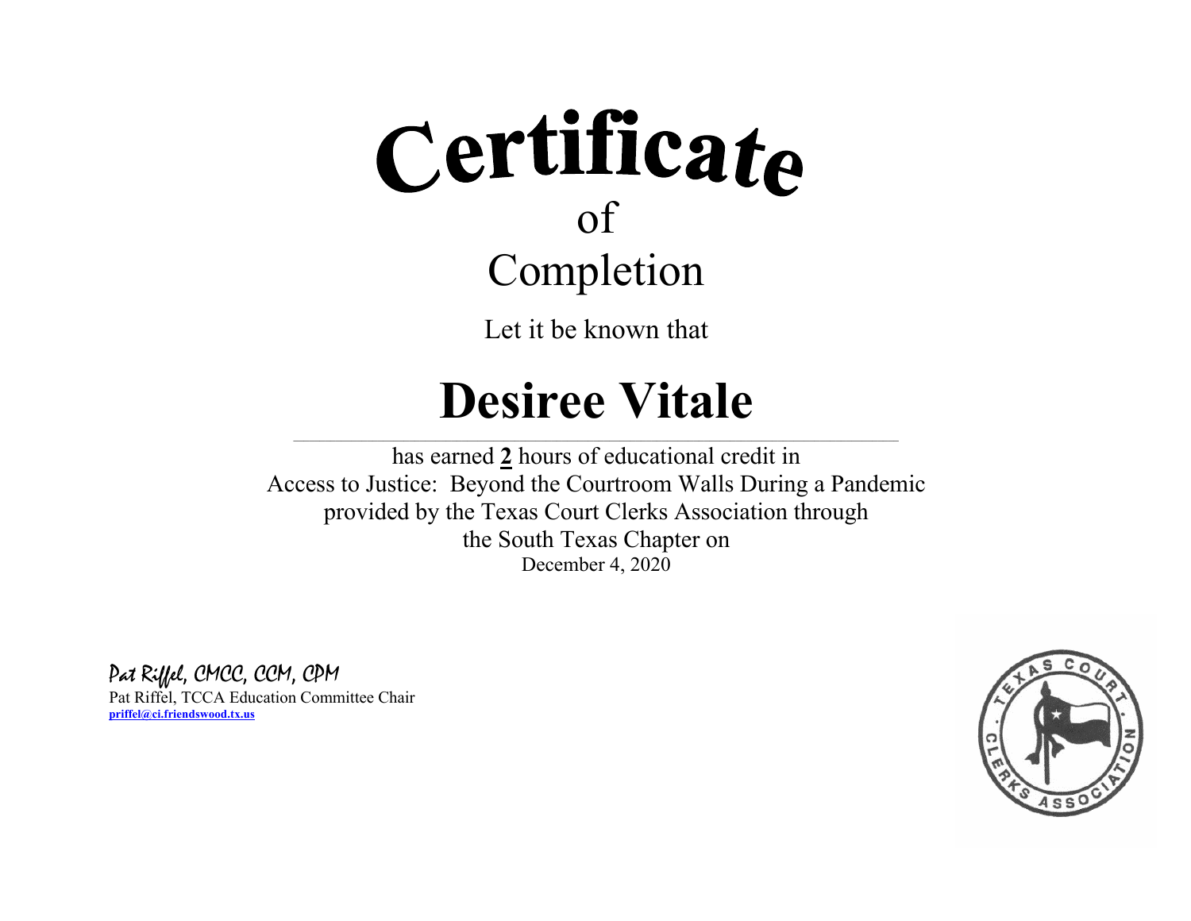# Certificate

of

Completion

Let it be known that

## Desiree Vitale

has earned **2** hours of educational credit in
Access to Justice: Beyond the Courtroom Walls During a Pandemic
provided by the Texas Court Clerks Association through
the South Texas Chapter on
December 4, 2020

*Pat Riffel, CMCC, CCM, CPM*
Pat Riffel, TCCA Education Committee Chair
**priffel@ci.friendswood.tx.us**